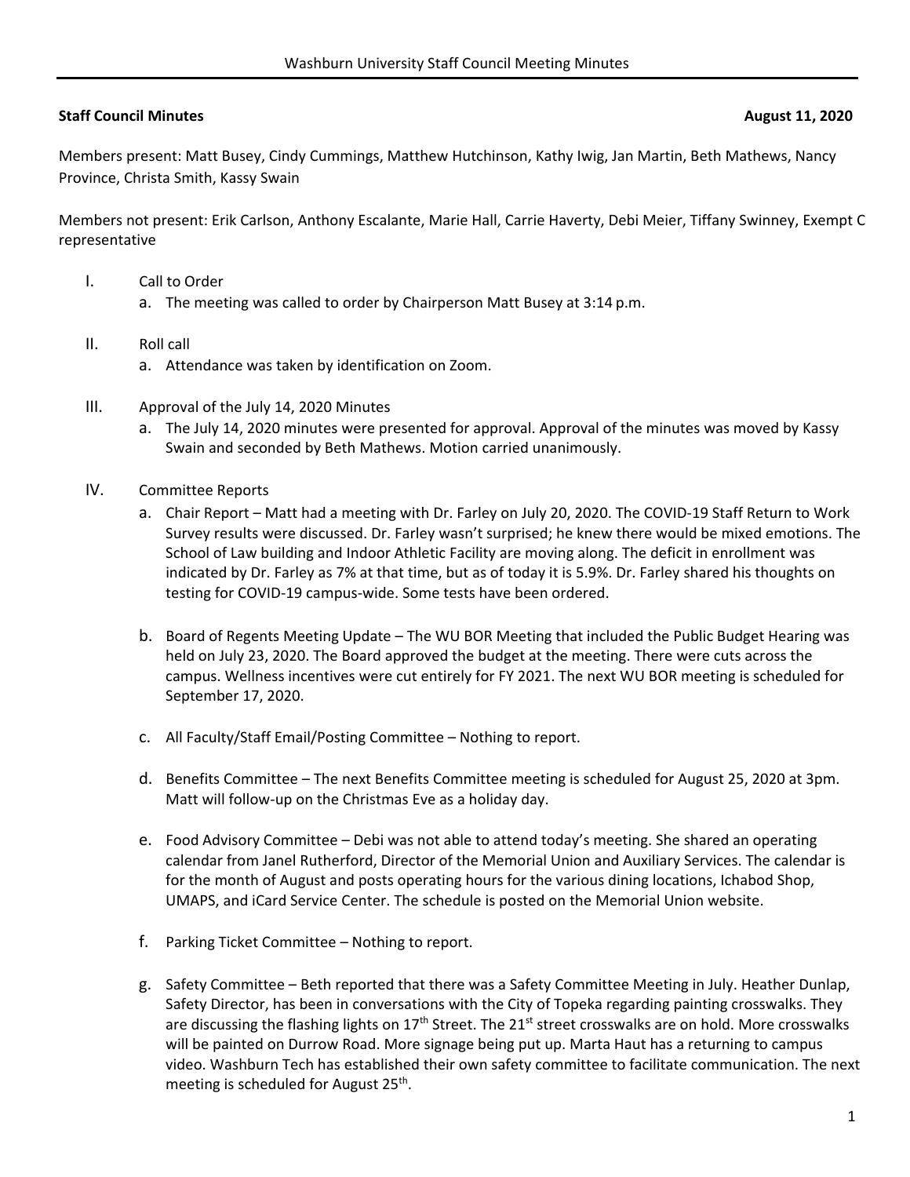**Staff Council Minutes** **August 11, 2020**

Members present: Matt Busey, Cindy Cummings, Matthew Hutchinson, Kathy Iwig, Jan Martin, Beth Mathews, Nancy Province, Christa Smith, Kassy Swain

Members not present: Erik Carlson, Anthony Escalante, Marie Hall, Carrie Haverty, Debi Meier, Tiffany Swinney, Exempt C representative

I. Call to Order
   a. The meeting was called to order by Chairperson Matt Busey at 3:14 p.m.

II. Roll call
   a. Attendance was taken by identification on Zoom.

III. Approval of the July 14, 2020 Minutes
   a. The July 14, 2020 minutes were presented for approval. Approval of the minutes was moved by Kassy Swain and seconded by Beth Mathews. Motion carried unanimously.

IV. Committee Reports
   a. Chair Report – Matt had a meeting with Dr. Farley on July 20, 2020. The COVID-19 Staff Return to Work Survey results were discussed. Dr. Farley wasn't surprised; he knew there would be mixed emotions. The School of Law building and Indoor Athletic Facility are moving along. The deficit in enrollment was indicated by Dr. Farley as 7% at that time, but as of today it is 5.9%. Dr. Farley shared his thoughts on testing for COVID-19 campus-wide. Some tests have been ordered.

   b. Board of Regents Meeting Update – The WU BOR Meeting that included the Public Budget Hearing was held on July 23, 2020. The Board approved the budget at the meeting. There were cuts across the campus. Wellness incentives were cut entirely for FY 2021. The next WU BOR meeting is scheduled for September 17, 2020.

   c. All Faculty/Staff Email/Posting Committee – Nothing to report.

   d. Benefits Committee – The next Benefits Committee meeting is scheduled for August 25, 2020 at 3pm. Matt will follow-up on the Christmas Eve as a holiday day.

   e. Food Advisory Committee – Debi was not able to attend today's meeting. She shared an operating calendar from Janel Rutherford, Director of the Memorial Union and Auxiliary Services. The calendar is for the month of August and posts operating hours for the various dining locations, Ichabod Shop, UMAPS, and iCard Service Center. The schedule is posted on the Memorial Union website.

   f. Parking Ticket Committee – Nothing to report.

   g. Safety Committee – Beth reported that there was a Safety Committee Meeting in July. Heather Dunlap, Safety Director, has been in conversations with the City of Topeka regarding painting crosswalks. They are discussing the flashing lights on 17th Street. The 21st street crosswalks are on hold. More crosswalks will be painted on Durrow Road. More signage being put up. Marta Haut has a returning to campus video. Washburn Tech has established their own safety committee to facilitate communication. The next meeting is scheduled for August 25th.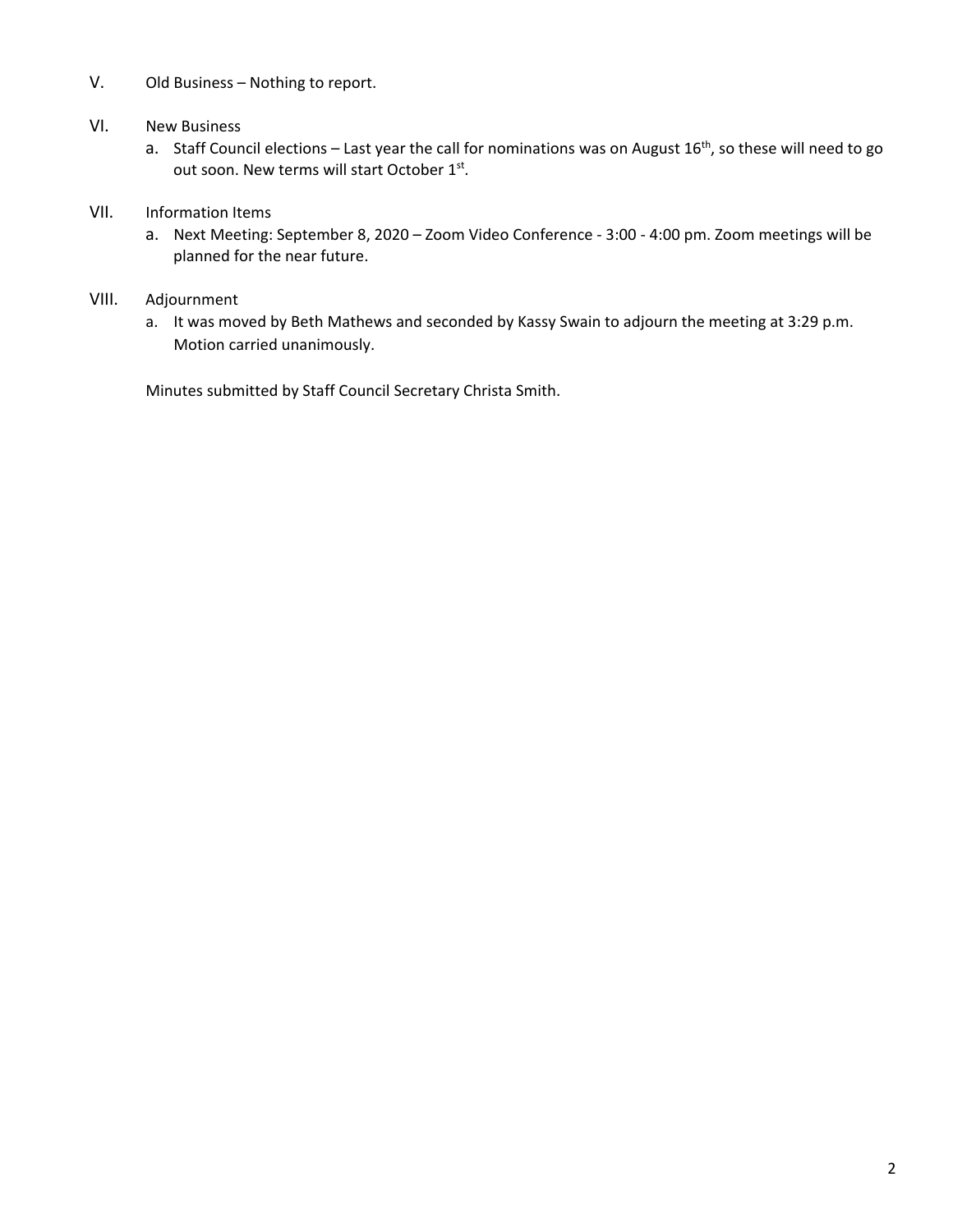V. Old Business – Nothing to report.

VI. New Business

a. Staff Council elections – Last year the call for nominations was on August 16th, so these will need to go out soon. New terms will start October 1st.

VII. Information Items

a. Next Meeting: September 8, 2020 – Zoom Video Conference - 3:00 - 4:00 pm. Zoom meetings will be planned for the near future.

VIII. Adjournment

a. It was moved by Beth Mathews and seconded by Kassy Swain to adjourn the meeting at 3:29 p.m. Motion carried unanimously.

Minutes submitted by Staff Council Secretary Christa Smith.